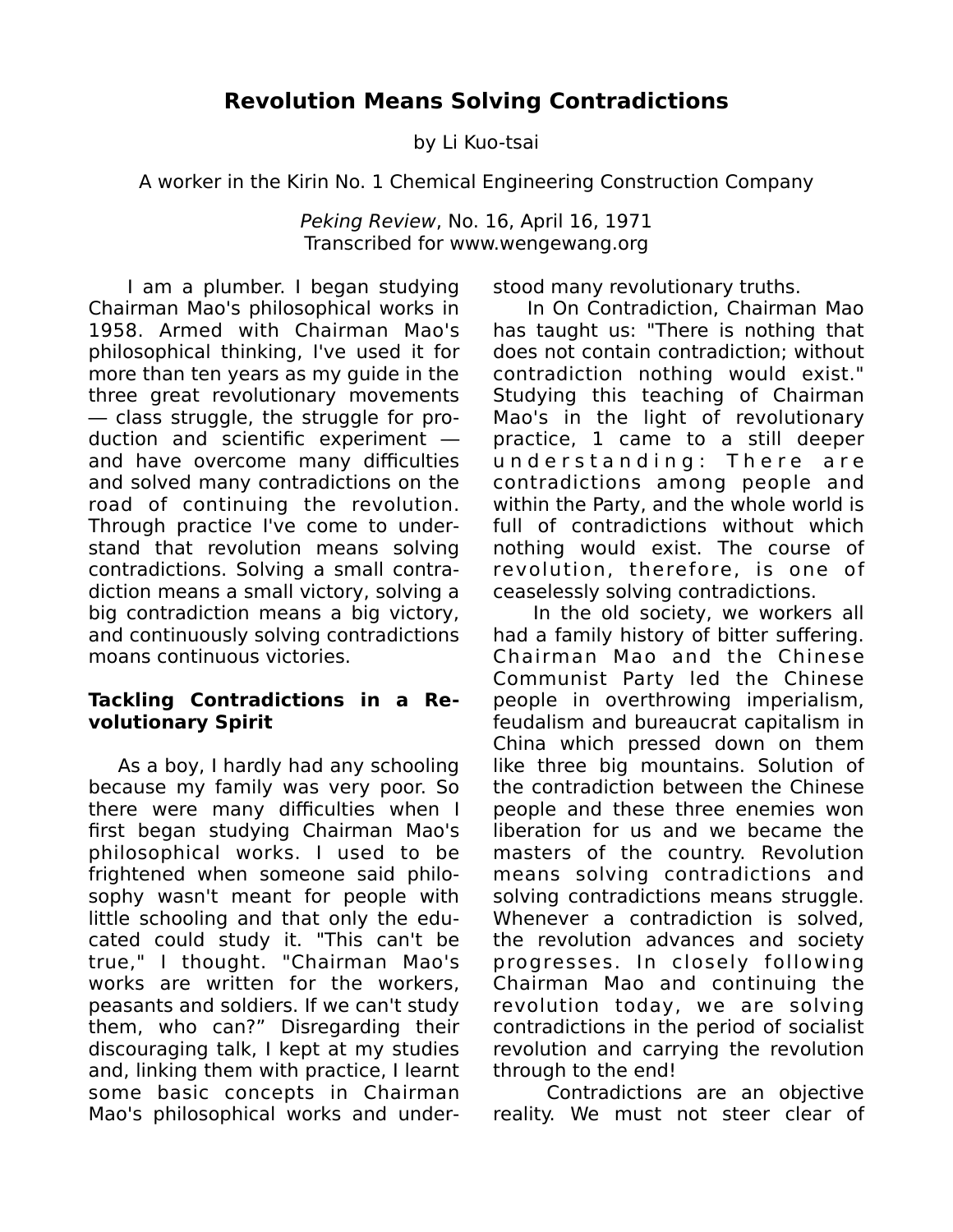# Revolution Means Solving Contradictions

by Li Kuo-tsai

A worker in the Kirin No. 1 Chemical Engineering Construction Company

*Peking Review*, No. 16, April 16, 1971
Transcribed for www.wengewang.org

I am a plumber. I began studying Chairman Mao's philosophical works in 1958. Armed with Chairman Mao's philosophical thinking, I've used it for more than ten years as my guide in the three great revolutionary movements — class struggle, the struggle for production and scientific experiment — and have overcome many difficulties and solved many contradictions on the road of continuing the revolution. Through practice I've come to understand that revolution means solving contradictions. Solving a small contradiction means a small victory, solving a big contradiction means a big victory, and continuously solving contradictions moans continuous victories.

## Tackling Contradictions in a Revolutionary Spirit

As a boy, I hardly had any schooling because my family was very poor. So there were many difficulties when I first began studying Chairman Mao's philosophical works. I used to be frightened when someone said philosophy wasn't meant for people with little schooling and that only the educated could study it. "This can't be true," I thought. "Chairman Mao's works are written for the workers, peasants and soldiers. If we can't study them, who can?" Disregarding their discouraging talk, I kept at my studies and, linking them with practice, I learnt some basic concepts in Chairman Mao's philosophical works and understood many revolutionary truths.

In On Contradiction, Chairman Mao has taught us: "There is nothing that does not contain contradiction; without contradiction nothing would exist." Studying this teaching of Chairman Mao's in the light of revolutionary practice, 1 came to a still deeper understanding: There are contradictions among people and within the Party, and the whole world is full of contradictions without which nothing would exist. The course of revolution, therefore, is one of ceaselessly solving contradictions.

In the old society, we workers all had a family history of bitter suffering. Chairman Mao and the Chinese Communist Party led the Chinese people in overthrowing imperialism, feudalism and bureaucrat capitalism in China which pressed down on them like three big mountains. Solution of the contradiction between the Chinese people and these three enemies won liberation for us and we became the masters of the country. Revolution means solving contradictions and solving contradictions means struggle. Whenever a contradiction is solved, the revolution advances and society progresses. In closely following Chairman Mao and continuing the revolution today, we are solving contradictions in the period of socialist revolution and carrying the revolution through to the end!

Contradictions are an objective reality. We must not steer clear of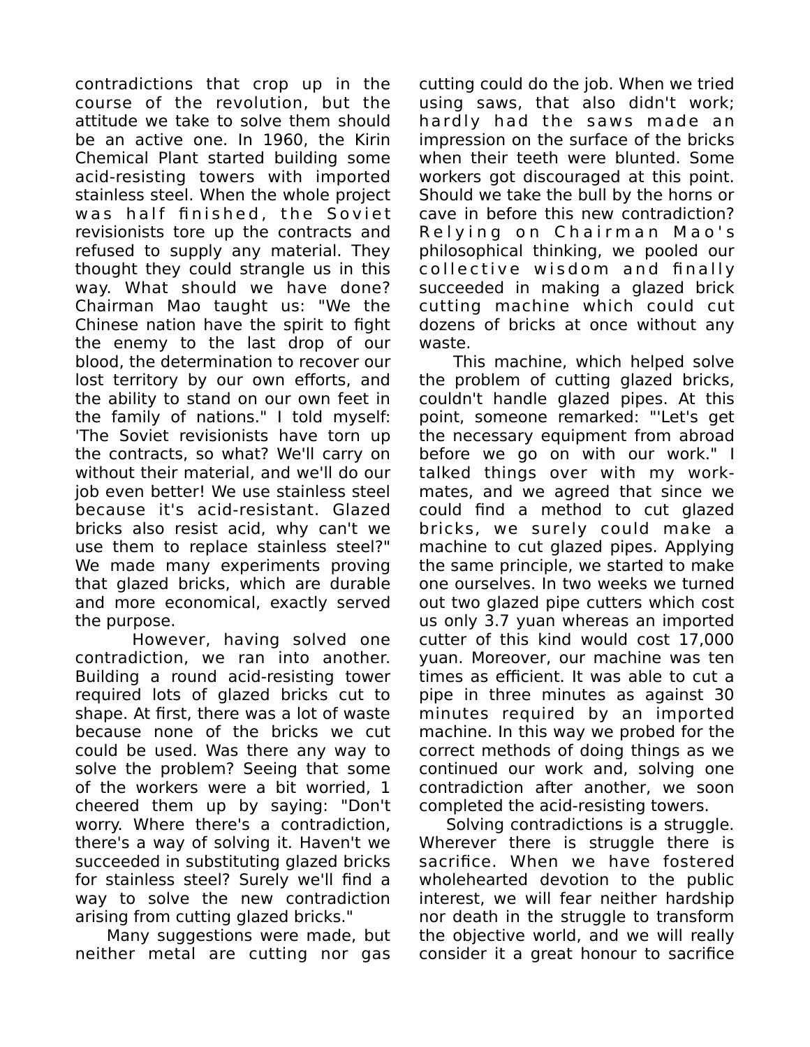contradictions that crop up in the course of the revolution, but the attitude we take to solve them should be an active one. In 1960, the Kirin Chemical Plant started building some acid-resisting towers with imported stainless steel. When the whole project was half finished, the Soviet revisionists tore up the contracts and refused to supply any material. They thought they could strangle us in this way. What should we have done? Chairman Mao taught us: "We the Chinese nation have the spirit to fight the enemy to the last drop of our blood, the determination to recover our lost territory by our own efforts, and the ability to stand on our own feet in the family of nations." I told myself: 'The Soviet revisionists have torn up the contracts, so what? We'll carry on without their material, and we'll do our job even better! We use stainless steel because it's acid-resistant. Glazed bricks also resist acid, why can't we use them to replace stainless steel?" We made many experiments proving that glazed bricks, which are durable and more economical, exactly served the purpose.

However, having solved one contradiction, we ran into another. Building a round acid-resisting tower required lots of glazed bricks cut to shape. At first, there was a lot of waste because none of the bricks we cut could be used. Was there any way to solve the problem? Seeing that some of the workers were a bit worried, 1 cheered them up by saying: "Don't worry. Where there's a contradiction, there's a way of solving it. Haven't we succeeded in substituting glazed bricks for stainless steel? Surely we'll find a way to solve the new contradiction arising from cutting glazed bricks."

Many suggestions were made, but neither metal are cutting nor gas cutting could do the job. When we tried using saws, that also didn't work; hardly had the saws made an impression on the surface of the bricks when their teeth were blunted. Some workers got discouraged at this point. Should we take the bull by the horns or cave in before this new contradiction? Relying on Chairman Mao's philosophical thinking, we pooled our collective wisdom and finally succeeded in making a glazed brick cutting machine which could cut dozens of bricks at once without any waste.

This machine, which helped solve the problem of cutting glazed bricks, couldn't handle glazed pipes. At this point, someone remarked: "'Let's get the necessary equipment from abroad before we go on with our work." I talked things over with my work-mates, and we agreed that since we could find a method to cut glazed bricks, we surely could make a machine to cut glazed pipes. Applying the same principle, we started to make one ourselves. In two weeks we turned out two glazed pipe cutters which cost us only 3.7 yuan whereas an imported cutter of this kind would cost 17,000 yuan. Moreover, our machine was ten times as efficient. It was able to cut a pipe in three minutes as against 30 minutes required by an imported machine. In this way we probed for the correct methods of doing things as we continued our work and, solving one contradiction after another, we soon completed the acid-resisting towers.

Solving contradictions is a struggle. Wherever there is struggle there is sacrifice. When we have fostered wholehearted devotion to the public interest, we will fear neither hardship nor death in the struggle to transform the objective world, and we will really consider it a great honour to sacrifice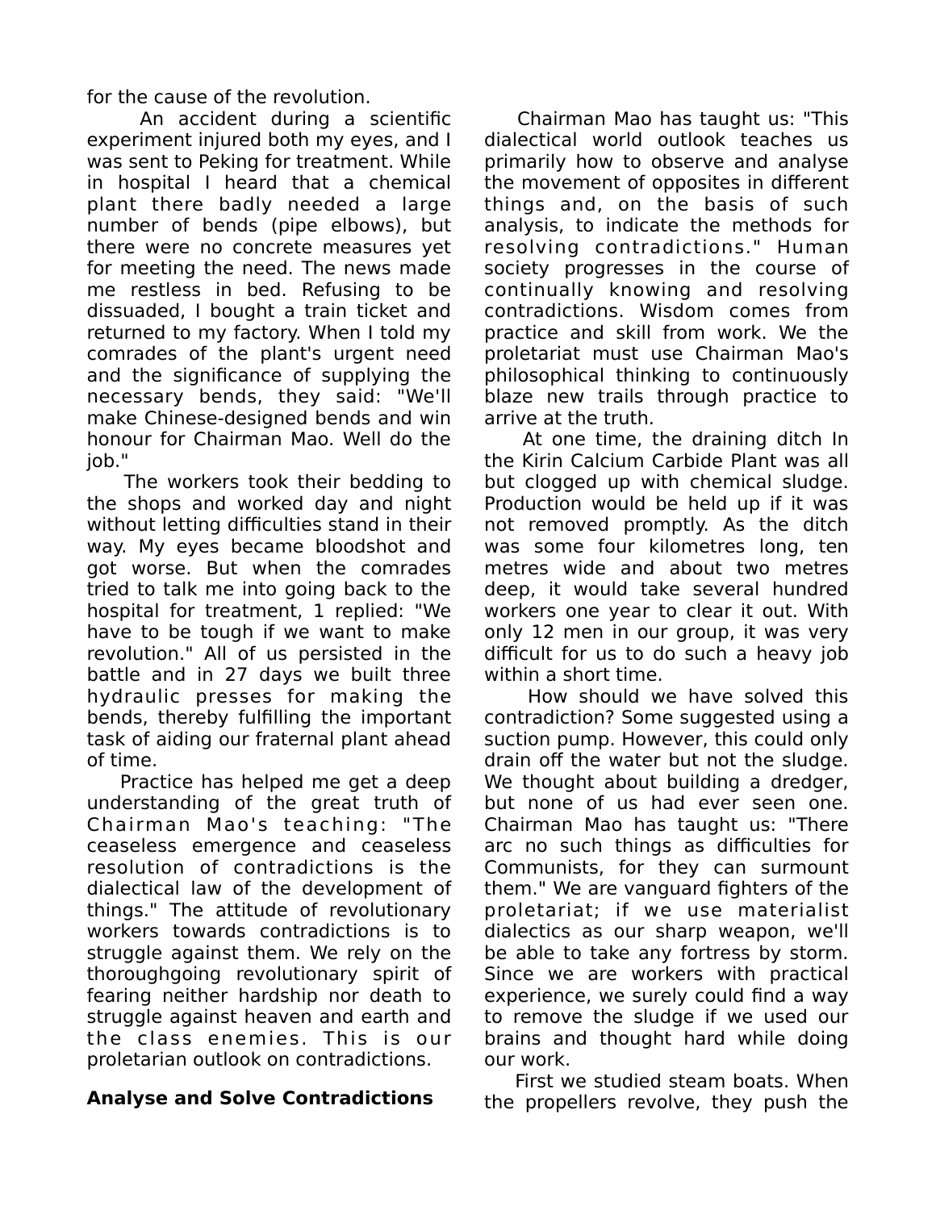for the cause of the revolution.

An accident during a scientific experiment injured both my eyes, and I was sent to Peking for treatment. While in hospital I heard that a chemical plant there badly needed a large number of bends (pipe elbows), but there were no concrete measures yet for meeting the need. The news made me restless in bed. Refusing to be dissuaded, I bought a train ticket and returned to my factory. When I told my comrades of the plant's urgent need and the significance of supplying the necessary bends, they said: "We'll make Chinese-designed bends and win honour for Chairman Mao. Well do the job."

The workers took their bedding to the shops and worked day and night without letting difficulties stand in their way. My eyes became bloodshot and got worse. But when the comrades tried to talk me into going back to the hospital for treatment, 1 replied: "We have to be tough if we want to make revolution." All of us persisted in the battle and in 27 days we built three hydraulic presses for making the bends, thereby fulfilling the important task of aiding our fraternal plant ahead of time.

Practice has helped me get a deep understanding of the great truth of Chairman Mao's teaching: "The ceaseless emergence and ceaseless resolution of contradictions is the dialectical law of the development of things." The attitude of revolutionary workers towards contradictions is to struggle against them. We rely on the thoroughgoing revolutionary spirit of fearing neither hardship nor death to struggle against heaven and earth and the class enemies. This is our proletarian outlook on contradictions.

## Analyse and Solve Contradictions

Chairman Mao has taught us: "This dialectical world outlook teaches us primarily how to observe and analyse the movement of opposites in different things and, on the basis of such analysis, to indicate the methods for resolving contradictions." Human society progresses in the course of continually knowing and resolving contradictions. Wisdom comes from practice and skill from work. We the proletariat must use Chairman Mao's philosophical thinking to continuously blaze new trails through practice to arrive at the truth.

At one time, the draining ditch In the Kirin Calcium Carbide Plant was all but clogged up with chemical sludge. Production would be held up if it was not removed promptly. As the ditch was some four kilometres long, ten metres wide and about two metres deep, it would take several hundred workers one year to clear it out. With only 12 men in our group, it was very difficult for us to do such a heavy job within a short time.

How should we have solved this contradiction? Some suggested using a suction pump. However, this could only drain off the water but not the sludge. We thought about building a dredger, but none of us had ever seen one. Chairman Mao has taught us: "There arc no such things as difficulties for Communists, for they can surmount them." We are vanguard fighters of the proletariat; if we use materialist dialectics as our sharp weapon, we'll be able to take any fortress by storm. Since we are workers with practical experience, we surely could find a way to remove the sludge if we used our brains and thought hard while doing our work.

First we studied steam boats. When the propellers revolve, they push the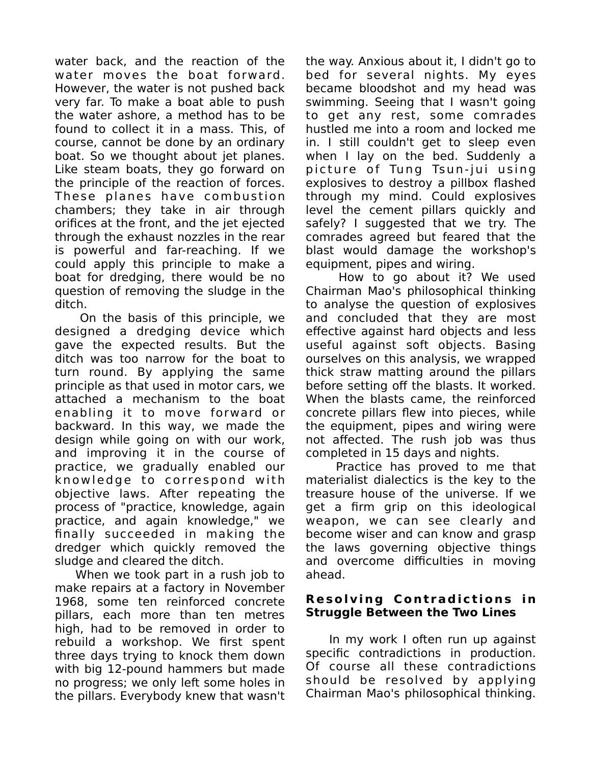water back, and the reaction of the water moves the boat forward. However, the water is not pushed back very far. To make a boat able to push the water ashore, a method has to be found to collect it in a mass. This, of course, cannot be done by an ordinary boat. So we thought about jet planes. Like steam boats, they go forward on the principle of the reaction of forces. These planes have combustion chambers; they take in air through orifices at the front, and the jet ejected through the exhaust nozzles in the rear is powerful and far-reaching. If we could apply this principle to make a boat for dredging, there would be no question of removing the sludge in the ditch.

On the basis of this principle, we designed a dredging device which gave the expected results. But the ditch was too narrow for the boat to turn round. By applying the same principle as that used in motor cars, we attached a mechanism to the boat enabling it to move forward or backward. In this way, we made the design while going on with our work, and improving it in the course of practice, we gradually enabled our knowledge to correspond with objective laws. After repeating the process of "practice, knowledge, again practice, and again knowledge," we finally succeeded in making the dredger which quickly removed the sludge and cleared the ditch.

When we took part in a rush job to make repairs at a factory in November 1968, some ten reinforced concrete pillars, each more than ten metres high, had to be removed in order to rebuild a workshop. We first spent three days trying to knock them down with big 12-pound hammers but made no progress; we only left some holes in the pillars. Everybody knew that wasn't the way. Anxious about it, I didn't go to bed for several nights. My eyes became bloodshot and my head was swimming. Seeing that I wasn't going to get any rest, some comrades hustled me into a room and locked me in. I still couldn't get to sleep even when I lay on the bed. Suddenly a picture of Tung Tsun-jui using explosives to destroy a pillbox flashed through my mind. Could explosives level the cement pillars quickly and safely? I suggested that we try. The comrades agreed but feared that the blast would damage the workshop's equipment, pipes and wiring.

How to go about it? We used Chairman Mao's philosophical thinking to analyse the question of explosives and concluded that they are most effective against hard objects and less useful against soft objects. Basing ourselves on this analysis, we wrapped thick straw matting around the pillars before setting off the blasts. It worked. When the blasts came, the reinforced concrete pillars flew into pieces, while the equipment, pipes and wiring were not affected. The rush job was thus completed in 15 days and nights.

Practice has proved to me that materialist dialectics is the key to the treasure house of the universe. If we get a firm grip on this ideological weapon, we can see clearly and become wiser and can know and grasp the laws governing objective things and overcome difficulties in moving ahead.

## Resolving Contradictions in Struggle Between the Two Lines

In my work I often run up against specific contradictions in production. Of course all these contradictions should be resolved by applying Chairman Mao's philosophical thinking.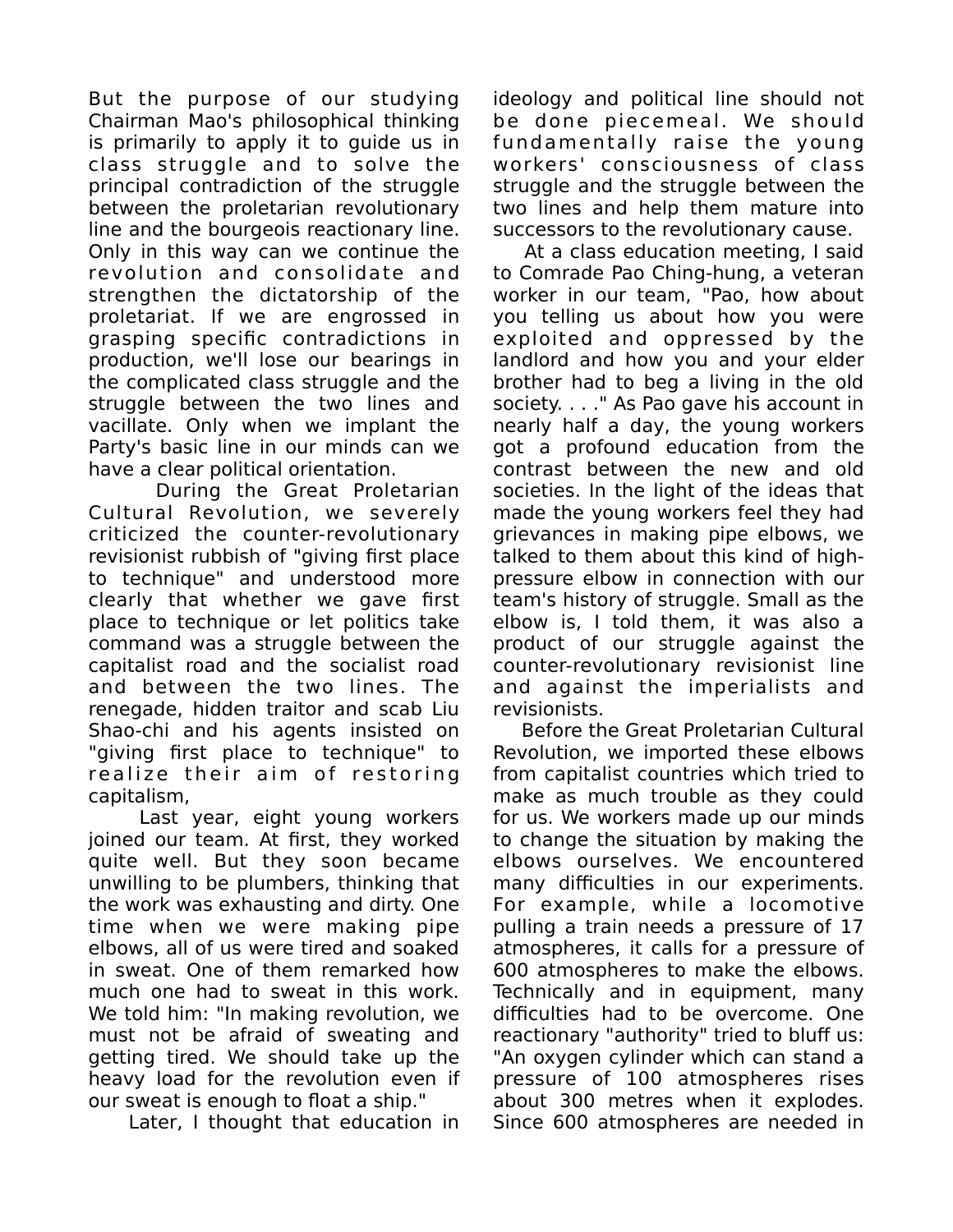But the purpose of our studying Chairman Mao's philosophical thinking is primarily to apply it to guide us in class struggle and to solve the principal contradiction of the struggle between the proletarian revolutionary line and the bourgeois reactionary line. Only in this way can we continue the revolution and consolidate and strengthen the dictatorship of the proletariat. If we are engrossed in grasping specific contradictions in production, we'll lose our bearings in the complicated class struggle and the struggle between the two lines and vacillate. Only when we implant the Party's basic line in our minds can we have a clear political orientation.

During the Great Proletarian Cultural Revolution, we severely criticized the counter-revolutionary revisionist rubbish of "giving first place to technique" and understood more clearly that whether we gave first place to technique or let politics take command was a struggle between the capitalist road and the socialist road and between the two lines. The renegade, hidden traitor and scab Liu Shao-chi and his agents insisted on "giving first place to technique" to realize their aim of restoring capitalism,

Last year, eight young workers joined our team. At first, they worked quite well. But they soon became unwilling to be plumbers, thinking that the work was exhausting and dirty. One time when we were making pipe elbows, all of us were tired and soaked in sweat. One of them remarked how much one had to sweat in this work. We told him: "In making revolution, we must not be afraid of sweating and getting tired. We should take up the heavy load for the revolution even if our sweat is enough to float a ship."

Later, I thought that education in ideology and political line should not be done piecemeal. We should fundamentally raise the young workers' consciousness of class struggle and the struggle between the two lines and help them mature into successors to the revolutionary cause.

At a class education meeting, I said to Comrade Pao Ching-hung, a veteran worker in our team, "Pao, how about you telling us about how you were exploited and oppressed by the landlord and how you and your elder brother had to beg a living in the old society. . . ." As Pao gave his account in nearly half a day, the young workers got a profound education from the contrast between the new and old societies. In the light of the ideas that made the young workers feel they had grievances in making pipe elbows, we talked to them about this kind of high-pressure elbow in connection with our team's history of struggle. Small as the elbow is, I told them, it was also a product of our struggle against the counter-revolutionary revisionist line and against the imperialists and revisionists.

Before the Great Proletarian Cultural Revolution, we imported these elbows from capitalist countries which tried to make as much trouble as they could for us. We workers made up our minds to change the situation by making the elbows ourselves. We encountered many difficulties in our experiments. For example, while a locomotive pulling a train needs a pressure of 17 atmospheres, it calls for a pressure of 600 atmospheres to make the elbows. Technically and in equipment, many difficulties had to be overcome. One reactionary "authority" tried to bluff us: "An oxygen cylinder which can stand a pressure of 100 atmospheres rises about 300 metres when it explodes. Since 600 atmospheres are needed in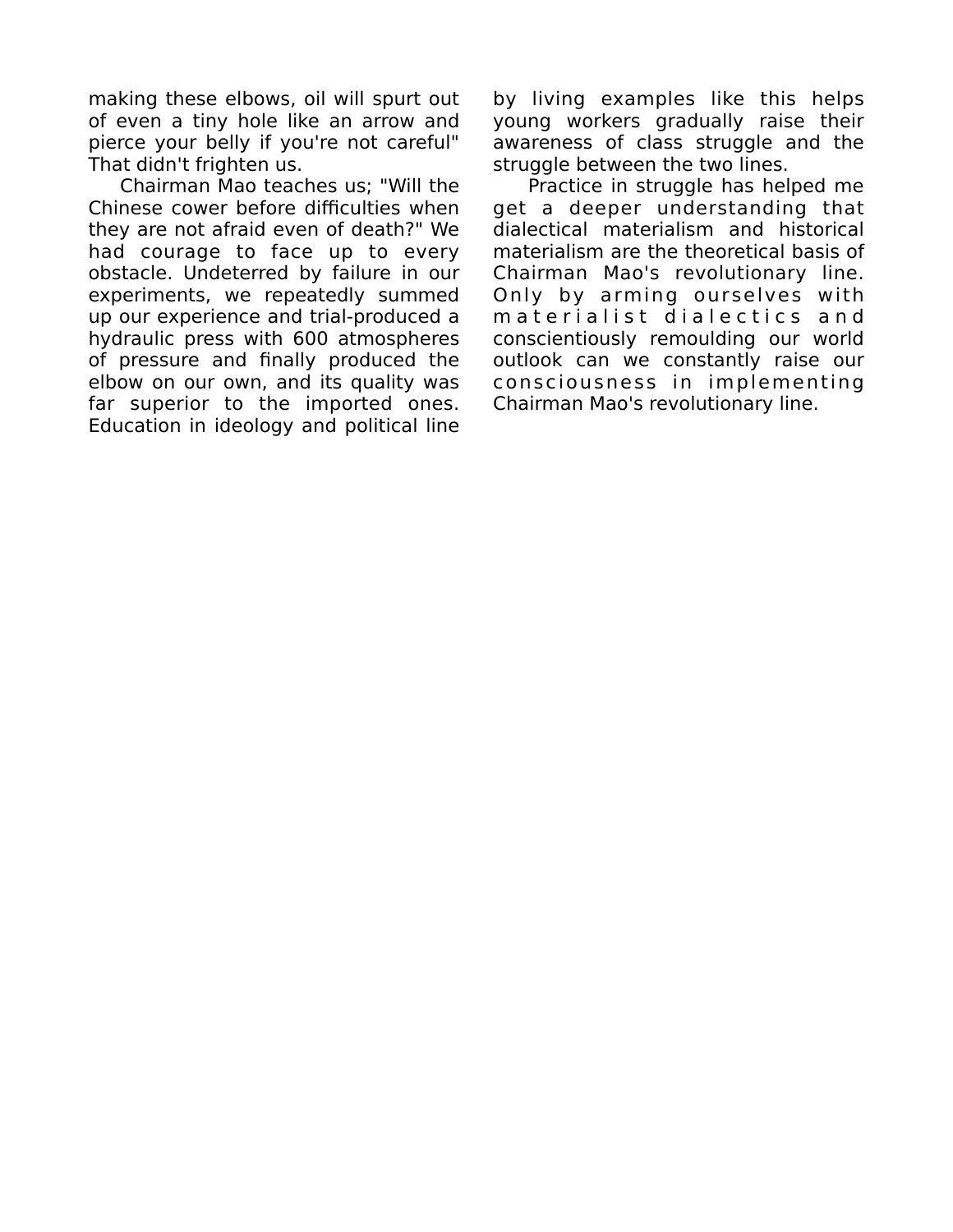making these elbows, oil will spurt out of even a tiny hole like an arrow and pierce your belly if you're not careful" That didn't frighten us.

Chairman Mao teaches us; "Will the Chinese cower before difficulties when they are not afraid even of death?" We had courage to face up to every obstacle. Undeterred by failure in our experiments, we repeatedly summed up our experience and trial-produced a hydraulic press with 600 atmospheres of pressure and finally produced the elbow on our own, and its quality was far superior to the imported ones. Education in ideology and political line by living examples like this helps young workers gradually raise their awareness of class struggle and the struggle between the two lines.

Practice in struggle has helped me get a deeper understanding that dialectical materialism and historical materialism are the theoretical basis of Chairman Mao's revolutionary line. Only by arming ourselves with materialist dialectics and conscientiously remoulding our world outlook can we constantly raise our consciousness in implementing Chairman Mao's revolutionary line.